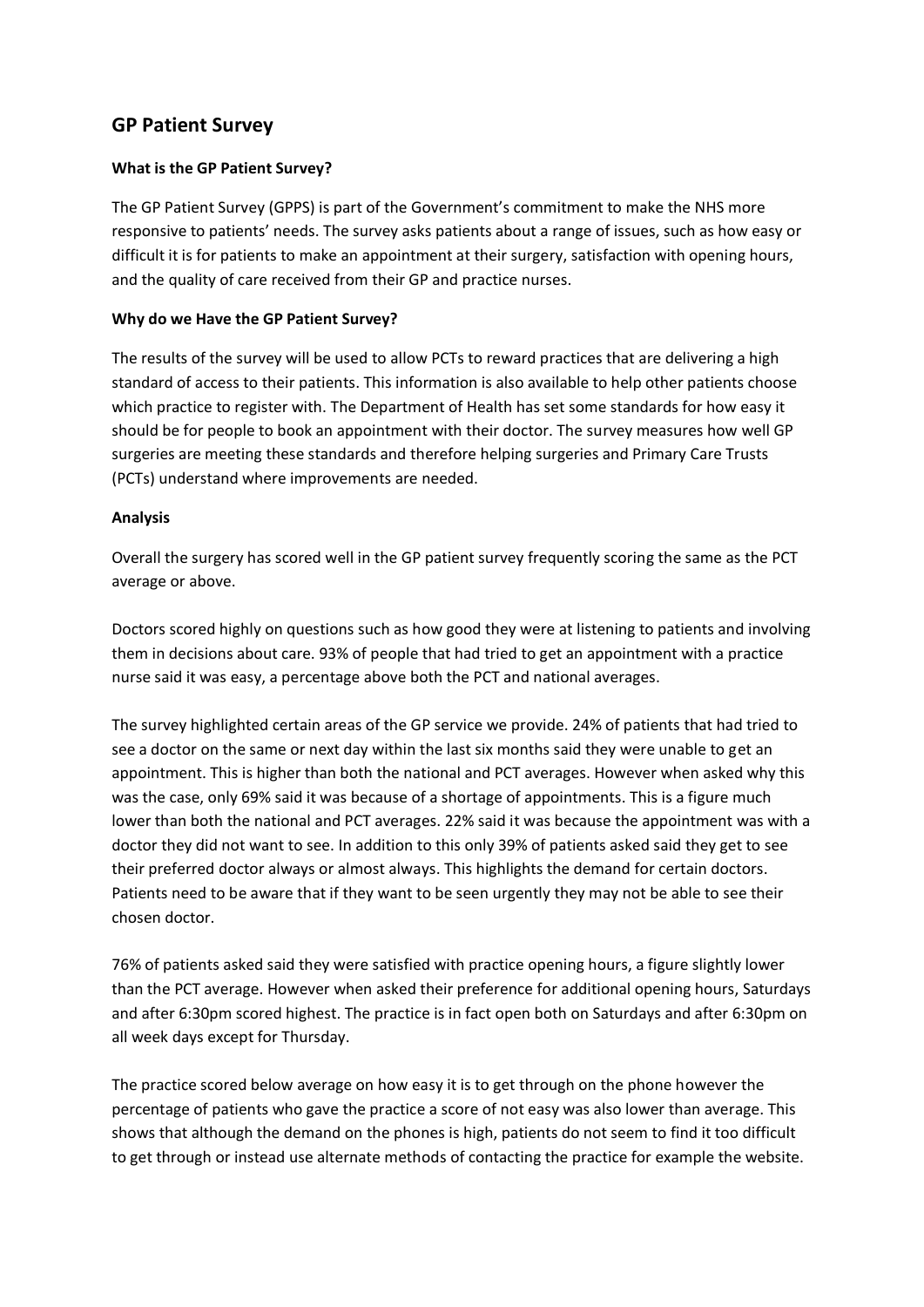## GP Patient Survey

**What is the GP Patient Survey?**

The GP Patient Survey (GPPS) is part of the Government's commitment to make the NHS more responsive to patients' needs. The survey asks patients about a range of issues, such as how easy or difficult it is for patients to make an appointment at their surgery, satisfaction with opening hours, and the quality of care received from their GP and practice nurses.

**Why do we Have the GP Patient Survey?**

The results of the survey will be used to allow PCTs to reward practices that are delivering a high standard of access to their patients. This information is also available to help other patients choose which practice to register with. The Department of Health has set some standards for how easy it should be for people to book an appointment with their doctor. The survey measures how well GP surgeries are meeting these standards and therefore helping surgeries and Primary Care Trusts (PCTs) understand where improvements are needed.

**Analysis**

Overall the surgery has scored well in the GP patient survey frequently scoring the same as the PCT average or above.

Doctors scored highly on questions such as how good they were at listening to patients and involving them in decisions about care. 93% of people that had tried to get an appointment with a practice nurse said it was easy, a percentage above both the PCT and national averages.

The survey highlighted certain areas of the GP service we provide. 24% of patients that had tried to see a doctor on the same or next day within the last six months said they were unable to get an appointment. This is higher than both the national and PCT averages. However when asked why this was the case, only 69% said it was because of a shortage of appointments. This is a figure much lower than both the national and PCT averages. 22% said it was because the appointment was with a doctor they did not want to see. In addition to this only 39% of patients asked said they get to see their preferred doctor always or almost always. This highlights the demand for certain doctors. Patients need to be aware that if they want to be seen urgently they may not be able to see their chosen doctor.

76% of patients asked said they were satisfied with practice opening hours, a figure slightly lower than the PCT average. However when asked their preference for additional opening hours, Saturdays and after 6:30pm scored highest. The practice is in fact open both on Saturdays and after 6:30pm on all week days except for Thursday.

The practice scored below average on how easy it is to get through on the phone however the percentage of patients who gave the practice a score of not easy was also lower than average. This shows that although the demand on the phones is high, patients do not seem to find it too difficult to get through or instead use alternate methods of contacting the practice for example the website.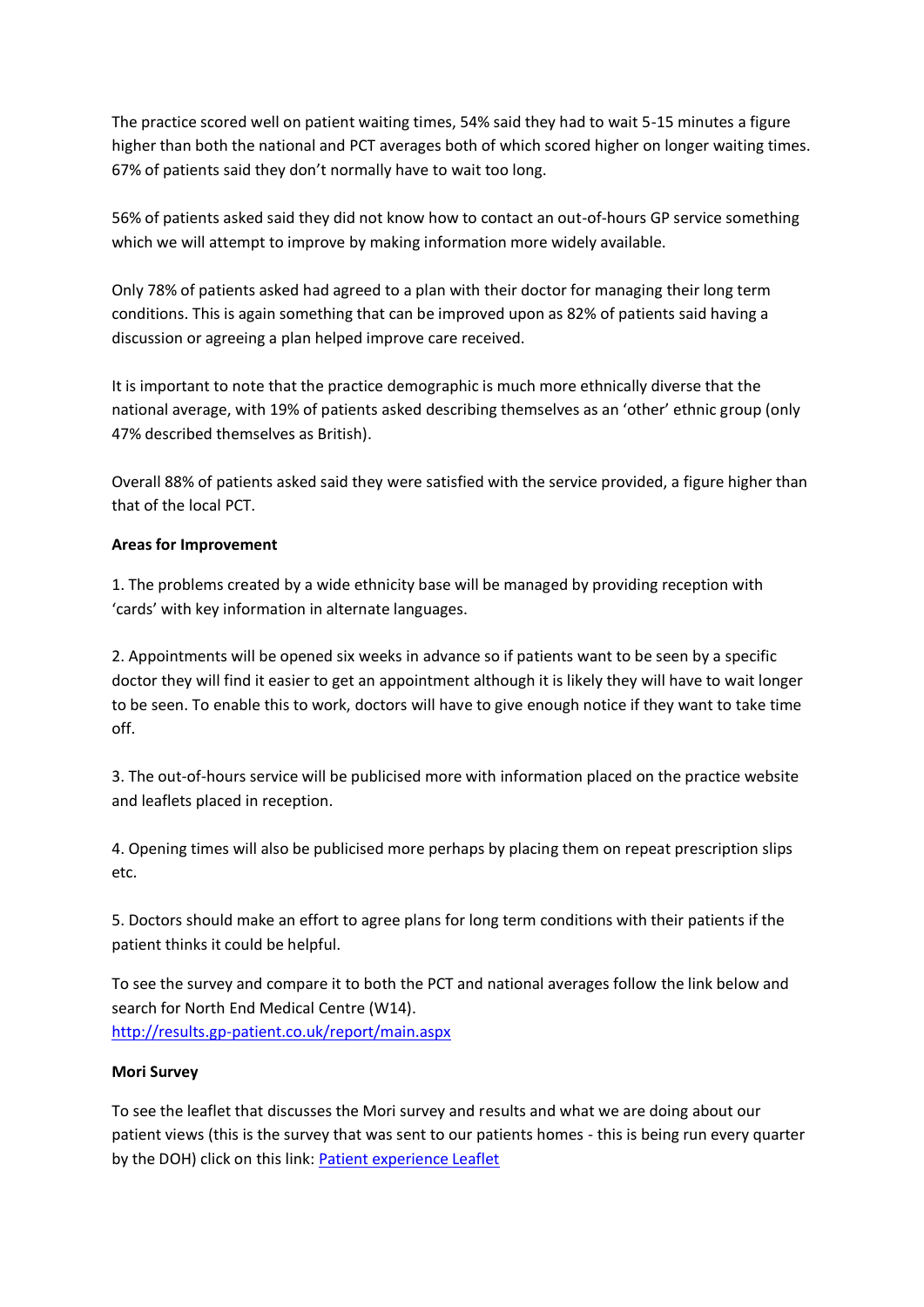The practice scored well on patient waiting times, 54% said they had to wait 5-15 minutes a figure higher than both the national and PCT averages both of which scored higher on longer waiting times. 67% of patients said they don't normally have to wait too long.

56% of patients asked said they did not know how to contact an out-of-hours GP service something which we will attempt to improve by making information more widely available.

Only 78% of patients asked had agreed to a plan with their doctor for managing their long term conditions. This is again something that can be improved upon as 82% of patients said having a discussion or agreeing a plan helped improve care received.

It is important to note that the practice demographic is much more ethnically diverse that the national average, with 19% of patients asked describing themselves as an 'other' ethnic group (only 47% described themselves as British).

Overall 88% of patients asked said they were satisfied with the service provided, a figure higher than that of the local PCT.

**Areas for Improvement**

1. The problems created by a wide ethnicity base will be managed by providing reception with 'cards' with key information in alternate languages.

2. Appointments will be opened six weeks in advance so if patients want to be seen by a specific doctor they will find it easier to get an appointment although it is likely they will have to wait longer to be seen. To enable this to work, doctors will have to give enough notice if they want to take time off.

3. The out-of-hours service will be publicised more with information placed on the practice website and leaflets placed in reception.

4. Opening times will also be publicised more perhaps by placing them on repeat prescription slips etc.

5. Doctors should make an effort to agree plans for long term conditions with their patients if the patient thinks it could be helpful.

To see the survey and compare it to both the PCT and national averages follow the link below and search for North End Medical Centre (W14).
[http://results.gp-patient.co.uk/report/main.aspx](http://results.gp-patient.co.uk/report/main.aspx)

**Mori Survey**

To see the leaflet that discusses the Mori survey and results and what we are doing about our patient views (this is the survey that was sent to our patients homes - this is being run every quarter by the DOH) click on this link: Patient experience Leaflet